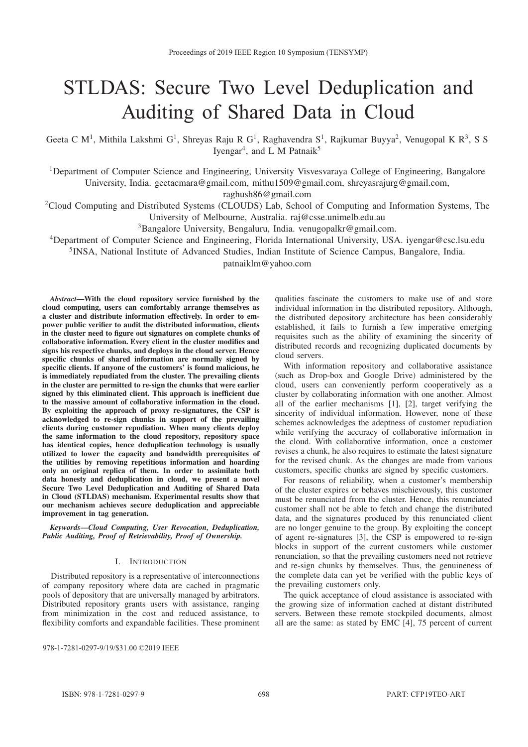# STLDAS: Secure Two Level Deduplication and Auditing of Shared Data in Cloud

Geeta C M[1], Mithila Lakshmi G[1], Shreyas Raju R G[1], Raghavendra S[1], Rajkumar Buyya[2], Venugopal K R[3], S S Iyengar[4], and L M Patnaik[5]

[1]Department of Computer Science and Engineering, University Visvesvaraya College of Engineering, Bangalore University, India. geetacmara@gmail.com, mithu1509@gmail.com, shreyasrajurg@gmail.com, raghush86@gmail.com

[2]Cloud Computing and Distributed Systems (CLOUDS) Lab, School of Computing and Information Systems, The University of Melbourne, Australia. raj@csse.unimelb.edu.au

[3]Bangalore University, Bengaluru, India. venugopalkr@gmail.com.

[4]Department of Computer Science and Engineering, Florida International University, USA. iyengar@csc.lsu.edu

[5]INSA, National Institute of Advanced Studies, Indian Institute of Science Campus, Bangalore, India. patnaiklm@yahoo.com

***Abstract*—With the cloud repository service furnished by the cloud computing, users can comfortably arrange themselves as a cluster and distribute information effectively. In order to empower public verifier to audit the distributed information, clients in the cluster need to figure out signatures on complete chunks of collaborative information. Every client in the cluster modifies and signs his respective chunks, and deploys in the cloud server. Hence specific chunks of shared information are normally signed by specific clients. If anyone of the customers' is found malicious, he is immediately repudiated from the cluster. The prevailing clients in the cluster are permitted to re-sign the chunks that were earlier signed by this eliminated client. This approach is inefficient due to the massive amount of collaborative information in the cloud. By exploiting the approach of proxy re-signatures, the CSP is acknowledged to re-sign chunks in support of the prevailing clients during customer repudiation. When many clients deploy the same information to the cloud repository, repository space has identical copies, hence deduplication technology is usually utilized to lower the capacity and bandwidth prerequisites of the utilities by removing repetitious information and hoarding only an original replica of them. In order to assimilate both data honesty and deduplication in cloud, we present a novel Secure Two Level Deduplication and Auditing of Shared Data in Cloud (STLDAS) mechanism. Experimental results show that our mechanism achieves secure deduplication and appreciable improvement in tag generation.**

***Keywords*—Cloud Computing, User Revocation, Deduplication, Public Auditing, Proof of Retrievability, Proof of Ownership.**

## I. Introduction

Distributed repository is a representative of interconnections of company repository where data are cached in pragmatic pools of depository that are universally managed by arbitrators. Distributed repository grants users with assistance, ranging from minimization in the cost and reduced assistance, to flexibility comforts and expandable facilities. These prominent qualities fascinate the customers to make use of and store individual information in the distributed repository. Although, the distributed depository architecture has been considerably established, it fails to furnish a few imperative emerging requisites such as the ability of examining the sincerity of distributed records and recognizing duplicated documents by cloud servers.

With information repository and collaborative assistance (such as Drop-box and Google Drive) administered by the cloud, users can conveniently perform cooperatively as a cluster by collaborating information with one another. Almost all of the earlier mechanisms [1], [2], target verifying the sincerity of individual information. However, none of these schemes acknowledges the adeptness of customer repudiation while verifying the accuracy of collaborative information in the cloud. With collaborative information, once a customer revises a chunk, he also requires to estimate the latest signature for the revised chunk. As the changes are made from various customers, specific chunks are signed by specific customers.

For reasons of reliability, when a customer's membership of the cluster expires or behaves mischievously, this customer must be renunciated from the cluster. Hence, this renunciated customer shall not be able to fetch and change the distributed data, and the signatures produced by this renunciated client are no longer genuine to the group. By exploiting the concept of agent re-signatures [3], the CSP is empowered to re-sign blocks in support of the current customers while customer renunciation, so that the prevailing customers need not retrieve and re-sign chunks by themselves. Thus, the genuineness of the complete data can yet be verified with the public keys of the prevailing customers only.

The quick acceptance of cloud assistance is associated with the growing size of information cached at distant distributed servers. Between these remote stockpiled documents, almost all are the same: as stated by EMC [4], 75 percent of current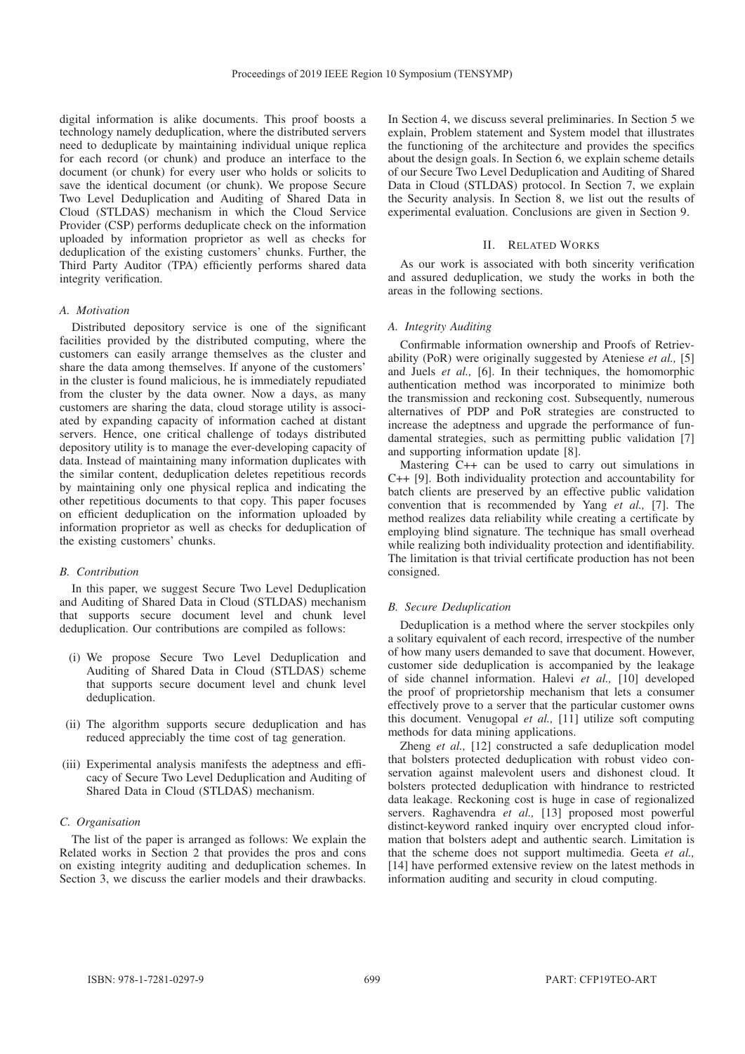digital information is alike documents. This proof boosts a technology namely deduplication, where the distributed servers need to deduplicate by maintaining individual unique replica for each record (or chunk) and produce an interface to the document (or chunk) for every user who holds or solicits to save the identical document (or chunk). We propose Secure Two Level Deduplication and Auditing of Shared Data in Cloud (STLDAS) mechanism in which the Cloud Service Provider (CSP) performs deduplicate check on the information uploaded by information proprietor as well as checks for deduplication of the existing customers' chunks. Further, the Third Party Auditor (TPA) efficiently performs shared data integrity verification.

### A. Motivation

Distributed depository service is one of the significant facilities provided by the distributed computing, where the customers can easily arrange themselves as the cluster and share the data among themselves. If anyone of the customers' in the cluster is found malicious, he is immediately repudiated from the cluster by the data owner. Now a days, as many customers are sharing the data, cloud storage utility is associated by expanding capacity of information cached at distant servers. Hence, one critical challenge of todays distributed depository utility is to manage the ever-developing capacity of data. Instead of maintaining many information duplicates with the similar content, deduplication deletes repetitious records by maintaining only one physical replica and indicating the other repetitious documents to that copy. This paper focuses on efficient deduplication on the information uploaded by information proprietor as well as checks for deduplication of the existing customers' chunks.

### B. Contribution

In this paper, we suggest Secure Two Level Deduplication and Auditing of Shared Data in Cloud (STLDAS) mechanism that supports secure document level and chunk level deduplication. Our contributions are compiled as follows:

(i) We propose Secure Two Level Deduplication and Auditing of Shared Data in Cloud (STLDAS) scheme that supports secure document level and chunk level deduplication.

(ii) The algorithm supports secure deduplication and has reduced appreciably the time cost of tag generation.

(iii) Experimental analysis manifests the adeptness and efficacy of Secure Two Level Deduplication and Auditing of Shared Data in Cloud (STLDAS) mechanism.

### C. Organisation

The list of the paper is arranged as follows: We explain the Related works in Section 2 that provides the pros and cons on existing integrity auditing and deduplication schemes. In Section 3, we discuss the earlier models and their drawbacks. In Section 4, we discuss several preliminaries. In Section 5 we explain, Problem statement and System model that illustrates the functioning of the architecture and provides the specifics about the design goals. In Section 6, we explain scheme details of our Secure Two Level Deduplication and Auditing of Shared Data in Cloud (STLDAS) protocol. In Section 7, we explain the Security analysis. In Section 8, we list out the results of experimental evaluation. Conclusions are given in Section 9.

## II. Related Works

As our work is associated with both sincerity verification and assured deduplication, we study the works in both the areas in the following sections.

### A. Integrity Auditing

Confirmable information ownership and Proofs of Retrievability (PoR) were originally suggested by Ateniese *et al.,* [5] and Juels *et al.,* [6]. In their techniques, the homomorphic authentication method was incorporated to minimize both the transmission and reckoning cost. Subsequently, numerous alternatives of PDP and PoR strategies are constructed to increase the adeptness and upgrade the performance of fundamental strategies, such as permitting public validation [7] and supporting information update [8].

Mastering C++ can be used to carry out simulations in C++ [9]. Both individuality protection and accountability for batch clients are preserved by an effective public validation convention that is recommended by Yang *et al.,* [7]. The method realizes data reliability while creating a certificate by employing blind signature. The technique has small overhead while realizing both individuality protection and identifiability. The limitation is that trivial certificate production has not been consigned.

### B. Secure Deduplication

Deduplication is a method where the server stockpiles only a solitary equivalent of each record, irrespective of the number of how many users demanded to save that document. However, customer side deduplication is accompanied by the leakage of side channel information. Halevi *et al.,* [10] developed the proof of proprietorship mechanism that lets a consumer effectively prove to a server that the particular customer owns this document. Venugopal *et al.,* [11] utilize soft computing methods for data mining applications.

Zheng *et al.,* [12] constructed a safe deduplication model that bolsters protected deduplication with robust video conservation against malevolent users and dishonest cloud. It bolsters protected deduplication with hindrance to restricted data leakage. Reckoning cost is huge in case of regionalized servers. Raghavendra *et al.,* [13] proposed most powerful distinct-keyword ranked inquiry over encrypted cloud information that bolsters adept and authentic search. Limitation is that the scheme does not support multimedia. Geeta *et al.,* [14] have performed extensive review on the latest methods in information auditing and security in cloud computing.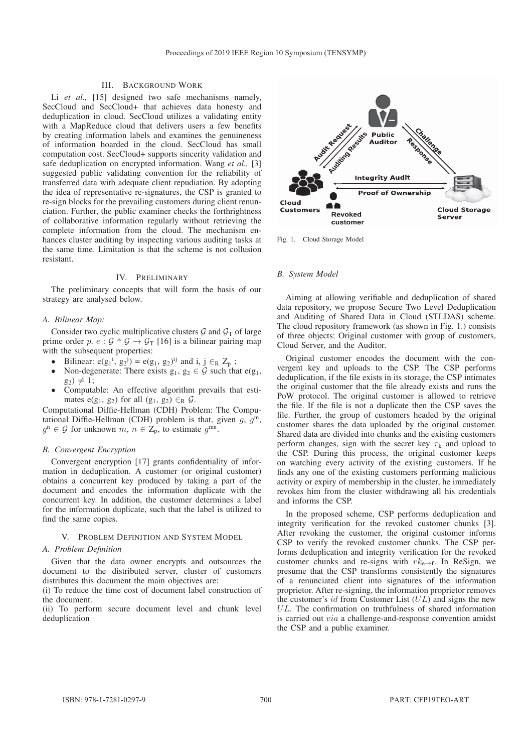## III. Background Work

Li *et al.,* [15] designed two safe mechanisms namely, SecCloud and SecCloud+ that achieves data honesty and deduplication in cloud. SecCloud utilizes a validating entity with a MapReduce cloud that delivers users a few benefits by creating information labels and examines the genuineness of information hoarded in the cloud. SecCloud has small computation cost. SecCloud+ supports sincerity validation and safe deduplication on encrypted information. Wang *et al.,* [3] suggested public validating convention for the reliability of transferred data with adequate client repudiation. By adopting the idea of representative re-signatures, the CSP is granted to re-sign blocks for the prevailing customers during client renunciation. Further, the public examiner checks the forthrightness of collaborative information regularly without retrieving the complete information from the cloud. The mechanism enhances cluster auditing by inspecting various auditing tasks at the same time. Limitation is that the scheme is not collusion resistant.

## IV. Preliminary

The preliminary concepts that will form the basis of our strategy are analysed below.

### A. Bilinear Map:

Consider two cyclic multiplicative clusters $\mathcal{G}$ and $\mathcal{G}_T$ of large prime order $p$. $e : \mathcal{G} * \mathcal{G} \rightarrow \mathcal{G}_T$ [16] is a bilinear pairing map with the subsequent properties:

- Bilinear: $e(g_1{}^i, g_2{}^j) = e(g_1, g_2)^{ij}$ and i, j $\in_R Z_p$ ;
- Non-degenerate: There exists $g_1, g_2 \in \mathcal{G}$ such that $e(g_1, g_2) \neq 1$;
- Computable: An effective algorithm prevails that estimates $e(g_1, g_2)$ for all $(g_1, g_2) \in_R \mathcal{G}$.

Computational Diffie-Hellman (CDH) Problem: The Computational Diffie-Hellman (CDH) problem is that, given $g$, $g^m$, $g^n \in \mathcal{G}$ for unknown $m$, $n \in Z_p$, to estimate $g^{mn}$.

### B. Convergent Encryption

Convergent encryption [17] grants confidentiality of information in deduplication. A customer (or original customer) obtains a concurrent key produced by taking a part of the document and encodes the information duplicate with the concurrent key. In addition, the customer determines a label for the information duplicate, such that the label is utilized to find the same copies.

## V. Problem Definition and System Model

### A. Problem Definition

Given that the data owner encrypts and outsources the document to the distributed server, cluster of customers distributes this document the main objectives are:

(i) To reduce the time cost of document label construction of the document.

(ii) To perform secure document level and chunk level deduplication

Fig. 1. Cloud Storage Model

### B. System Model

Aiming at allowing verifiable and deduplication of shared data repository, we propose Secure Two Level Deduplication and Auditing of Shared Data in Cloud (STLDAS) scheme. The cloud repository framework (as shown in Fig. 1.) consists of three objects: Original customer with group of customers, Cloud Server, and the Auditor.

Original customer encodes the document with the convergent key and uploads to the CSP. The CSP performs deduplication, if the file exists in its storage, the CSP intimates the original customer that the file already exists and runs the PoW protocol. The original customer is allowed to retrieve the file. If the file is not a duplicate then the CSP saves the file. Further, the group of customers headed by the original customer shares the data uploaded by the original customer. Shared data are divided into chunks and the existing customers perform changes, sign with the secret key $\tau_k$ and upload to the CSP. During this process, the original customer keeps on watching every activity of the existing customers. If he finds any one of the existing customers performing malicious activity or expiry of membership in the cluster, he immediately revokes him from the cluster withdrawing all his credentials and informs the CSP.

In the proposed scheme, CSP performs deduplication and integrity verification for the revoked customer chunks [3]. After revoking the customer, the original customer informs CSP to verify the revoked customer chunks. The CSP performs deduplication and integrity verification for the revoked customer chunks and re-signs with $rk_{e \rightarrow f}$. In ReSign, we presume that the CSP transforms consistently the signatures of a renunciated client into signatures of the information proprietor. After re-signing, the information proprietor removes the customer's $id$ from Customer List ($UL$) and signs the new $UL$. The confirmation on truthfulness of shared information is carried out $via$ a challenge-and-response convention amidst the CSP and a public examiner.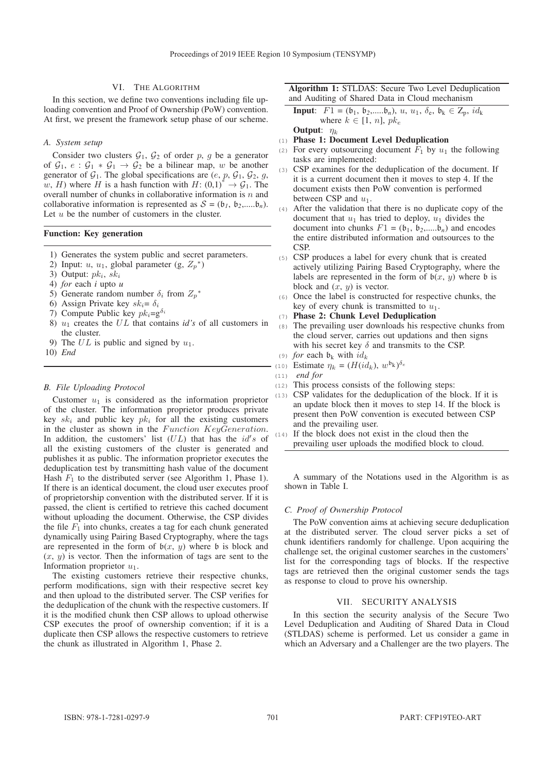## VI. The Algorithm

In this section, we define two conventions including file uploading convention and Proof of Ownership (PoW) convention. At first, we present the framework setup phase of our scheme.

### A. System setup

Consider two clusters $\mathcal{G}_1$, $\mathcal{G}_2$ of order $p$, $g$ be a generator of $\mathcal{G}_1$, $e : \mathcal{G}_1 * \mathcal{G}_1 \rightarrow \mathcal{G}_2$ be a bilinear map, $w$ be another generator of $\mathcal{G}_1$. The global specifications are ($e$, $p$, $\mathcal{G}_1$, $\mathcal{G}_2$, $g$, $w$, $H$) where $H$ is a hash function with $H$: $(0,1)^* \rightarrow \mathcal{G}_1$. The overall number of chunks in collaborative information is $n$ and collaborative information is represented as $\mathcal{S} = (\mathfrak{b}_1, \mathfrak{b}_2, .....\mathfrak{b}_n)$. Let $u$ be the number of customers in the cluster.

**Function: Key generation**

1) Generates the system public and secret parameters.
2) Input: $u$, $u_1$, global parameter (g, $Z_p{}^*$)
3) Output: $pk_i$, $sk_i$
4) *for* each *i* upto $u$
5) Generate random number $\delta_i$ from $Z_p{}^*$
6) Assign Private key $sk_i = \delta_i$
7) Compute Public key $pk_i = g^{\delta_i}$
8) $u_1$ creates the $UL$ that contains *id's* of all customers in the cluster.
9) The $UL$ is public and signed by $u_1$.
10) *End*

### B. File Uploading Protocol

Customer $u_1$ is considered as the information proprietor of the cluster. The information proprietor produces private key $sk_i$ and public key $pk_i$ for all the existing customers in the cluster as shown in the $Function\ KeyGeneration$. In addition, the customers' list ($UL$) that has the $id's$ of all the existing customers of the cluster is generated and publishes it as public. The information proprietor executes the deduplication test by transmitting hash value of the document Hash $F_1$ to the distributed server (see Algorithm 1, Phase 1). If there is an identical document, the cloud user executes proof of proprietorship convention with the distributed server. If it is passed, the client is certified to retrieve this cached document without uploading the document. Otherwise, the CSP divides the file $F_1$ into chunks, creates a tag for each chunk generated dynamically using Pairing Based Cryptography, where the tags are represented in the form of $\mathfrak{b}(x, y)$ where $\mathfrak{b}$ is block and $(x, y)$ is vector. Then the information of tags are sent to the Information proprietor $u_1$.

The existing customers retrieve their respective chunks, perform modifications, sign with their respective secret key and then upload to the distributed server. The CSP verifies for the deduplication of the chunk with the respective customers. If it is the modified chunk then CSP allows to upload otherwise CSP executes the proof of ownership convention; if it is a duplicate then CSP allows the respective customers to retrieve the chunk as illustrated in Algorithm 1, Phase 2.

**Algorithm 1:** STLDAS: Secure Two Level Deduplication and Auditing of Shared Data in Cloud mechanism

**Input**: $F1 = (\mathfrak{b}_1, \mathfrak{b}_2, .....\mathfrak{b}_n)$, $u$, $u_1$, $\delta_e$, $\mathfrak{b}_k \in Z_p$, $id_k$ where $k \in [1, n]$, $pk_e$

**Output**: $\eta_k$

(1) **Phase 1: Document Level Deduplication**
(2) For every outsourcing document $F_1$ by $u_1$ the following tasks are implemented:
(3) CSP examines for the deduplication of the document. If it is a current document then it moves to step 4. If the document exists then PoW convention is performed between CSP and $u_1$.
(4) After the validation that there is no duplicate copy of the document that $u_1$ has tried to deploy, $u_1$ divides the document into chunks $F1 = (\mathfrak{b}_1, \mathfrak{b}_2, .....\mathfrak{b}_n)$ and encodes the entire distributed information and outsources to the CSP.
(5) CSP produces a label for every chunk that is created actively utilizing Pairing Based Cryptography, where the labels are represented in the form of $\mathfrak{b}(x, y)$ where $\mathfrak{b}$ is block and $(x, y)$ is vector.
(6) Once the label is constructed for respective chunks, the key of every chunk is transmitted to $u_1$.
(7) **Phase 2: Chunk Level Deduplication**
(8) The prevailing user downloads his respective chunks from the cloud server, carries out updations and then signs with his secret key $\delta$ and transmits to the CSP.
(9) *for* each $\mathfrak{b}_k$ with $id_k$
(10) Estimate $\eta_k = (H(id_k), w^{\mathfrak{b}_k})^{\delta_e}$
(11) *end for*
(12) This process consists of the following steps:
(13) CSP validates for the deduplication of the block. If it is an update block then it moves to step 14. If the block is present then PoW convention is executed between CSP and the prevailing user.
(14) If the block does not exist in the cloud then the prevailing user uploads the modified block to cloud.

A summary of the Notations used in the Algorithm is as shown in Table I.

### C. Proof of Ownership Protocol

The PoW convention aims at achieving secure deduplication at the distributed server. The cloud server picks a set of chunk identifiers randomly for challenge. Upon acquiring the challenge set, the original customer searches in the customers' list for the corresponding tags of blocks. If the respective tags are retrieved then the original customer sends the tags as response to cloud to prove his ownership.

## VII. Security Analysis

In this section the security analysis of the Secure Two Level Deduplication and Auditing of Shared Data in Cloud (STLDAS) scheme is performed. Let us consider a game in which an Adversary and a Challenger are the two players. The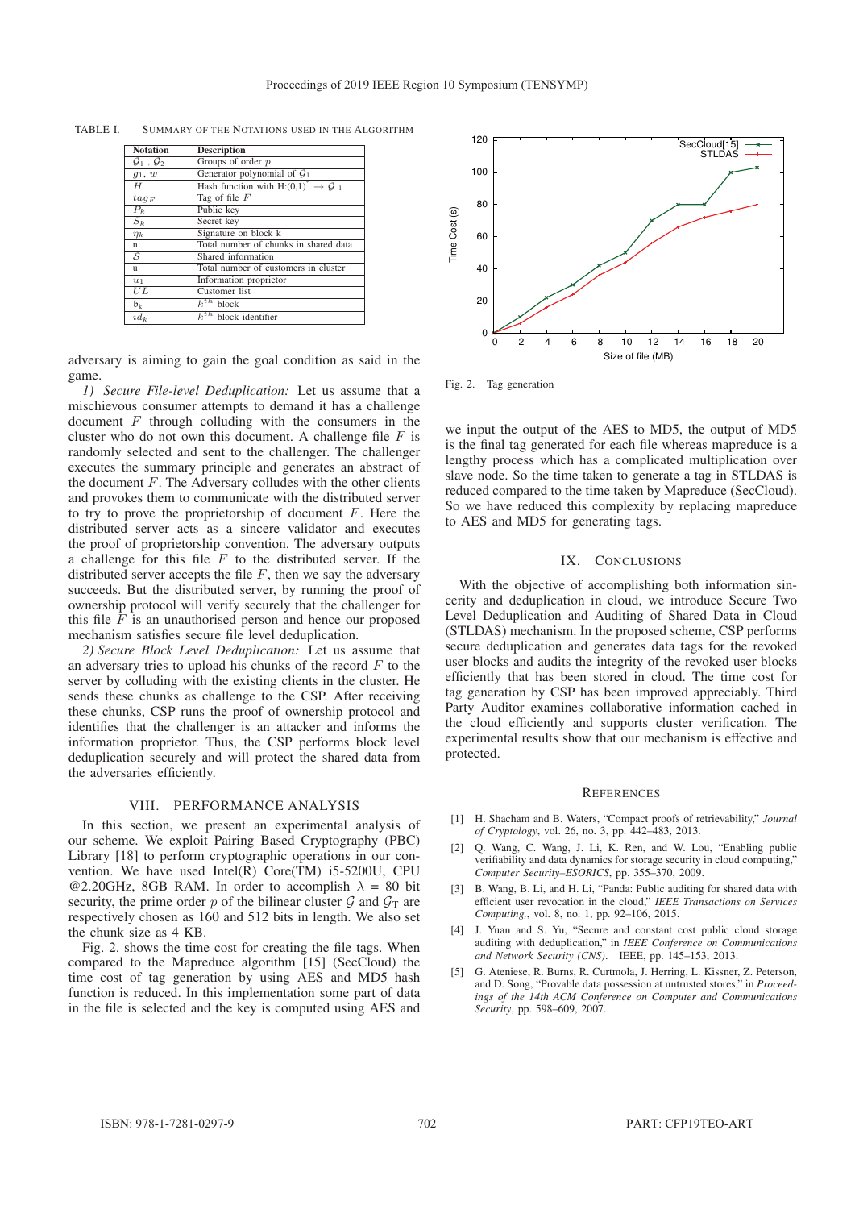TABLE I. Summary of the Notations used in the Algorithm

| Notation | Description |
|---|---|
| $\mathcal{G}_1$ , $\mathcal{G}_2$ | Groups of order $p$ |
| $g_1$, $w$ | Generator polynomial of $\mathcal{G}_1$ |
| $H$ | Hash function with H:$(0,1)^* \rightarrow \mathcal{G}_1$ |
| $tag_F$ | Tag of file $F$ |
| $P_k$ | Public key |
| $S_k$ | Secret key |
| $\eta_k$ | Signature on block k |
| n | Total number of chunks in shared data |
| $\mathcal{S}$ | Shared information |
| u | Total number of customers in cluster |
| $u_1$ | Information proprietor |
| $UL$ | Customer list |
| $b_k$ | $k^{th}$ block |
| $id_k$ | $k^{th}$ block identifier |

adversary is aiming to gain the goal condition as said in the game.

*1) Secure File-level Deduplication:* Let us assume that a mischievous consumer attempts to demand it has a challenge document $F$ through colluding with the consumers in the cluster who do not own this document. A challenge file $F$ is randomly selected and sent to the challenger. The challenger executes the summary principle and generates an abstract of the document $F$. The Adversary colludes with the other clients and provokes them to communicate with the distributed server to try to prove the proprietorship of document $F$. Here the distributed server acts as a sincere validator and executes the proof of proprietorship convention. The adversary outputs a challenge for this file $F$ to the distributed server. If the distributed server accepts the file $F$, then we say the adversary succeeds. But the distributed server, by running the proof of ownership protocol will verify securely that the challenger for this file $F$ is an unauthorised person and hence our proposed mechanism satisfies secure file level deduplication.

*2) Secure Block Level Deduplication:* Let us assume that an adversary tries to upload his chunks of the record $F$ to the server by colluding with the existing clients in the cluster. He sends these chunks as challenge to the CSP. After receiving these chunks, CSP runs the proof of ownership protocol and identifies that the challenger is an attacker and informs the information proprietor. Thus, the CSP performs block level deduplication securely and will protect the shared data from the adversaries efficiently.

## VIII. Performance Analysis

In this section, we present an experimental analysis of our scheme. We exploit Pairing Based Cryptography (PBC) Library [18] to perform cryptographic operations in our convention. We have used Intel(R) Core(TM) i5-5200U, CPU @2.20GHz, 8GB RAM. In order to accomplish $\lambda$ = 80 bit security, the prime order $p$ of the bilinear cluster $\mathcal{G}$ and $\mathcal{G}_T$ are respectively chosen as 160 and 512 bits in length. We also set the chunk size as 4 KB.

Fig. 2. shows the time cost for creating the file tags. When compared to the Mapreduce algorithm [15] (SecCloud) the time cost of tag generation by using AES and MD5 hash function is reduced. In this implementation some part of data in the file is selected and the key is computed using AES and

Fig. 2. Tag generation

we input the output of the AES to MD5, the output of MD5 is the final tag generated for each file whereas mapreduce is a lengthy process which has a complicated multiplication over slave node. So the time taken to generate a tag in STLDAS is reduced compared to the time taken by Mapreduce (SecCloud). So we have reduced this complexity by replacing mapreduce to AES and MD5 for generating tags.

## IX. Conclusions

With the objective of accomplishing both information sincerity and deduplication in cloud, we introduce Secure Two Level Deduplication and Auditing of Shared Data in Cloud (STLDAS) mechanism. In the proposed scheme, CSP performs secure deduplication and generates data tags for the revoked user blocks and audits the integrity of the revoked user blocks efficiently that has been stored in cloud. The time cost for tag generation by CSP has been improved appreciably. Third Party Auditor examines collaborative information cached in the cloud efficiently and supports cluster verification. The experimental results show that our mechanism is effective and protected.

## References

[1] H. Shacham and B. Waters, "Compact proofs of retrievability," *Journal of Cryptology*, vol. 26, no. 3, pp. 442–483, 2013.

[2] Q. Wang, C. Wang, J. Li, K. Ren, and W. Lou, "Enabling public verifiability and data dynamics for storage security in cloud computing," *Computer Security–ESORICS*, pp. 355–370, 2009.

[3] B. Wang, B. Li, and H. Li, "Panda: Public auditing for shared data with efficient user revocation in the cloud," *IEEE Transactions on Services Computing,*, vol. 8, no. 1, pp. 92–106, 2015.

[4] J. Yuan and S. Yu, "Secure and constant cost public cloud storage auditing with deduplication," in *IEEE Conference on Communications and Network Security (CNS)*. IEEE, pp. 145–153, 2013.

[5] G. Ateniese, R. Burns, R. Curtmola, J. Herring, L. Kissner, Z. Peterson, and D. Song, "Provable data possession at untrusted stores," in *Proceedings of the 14th ACM Conference on Computer and Communications Security*, pp. 598–609, 2007.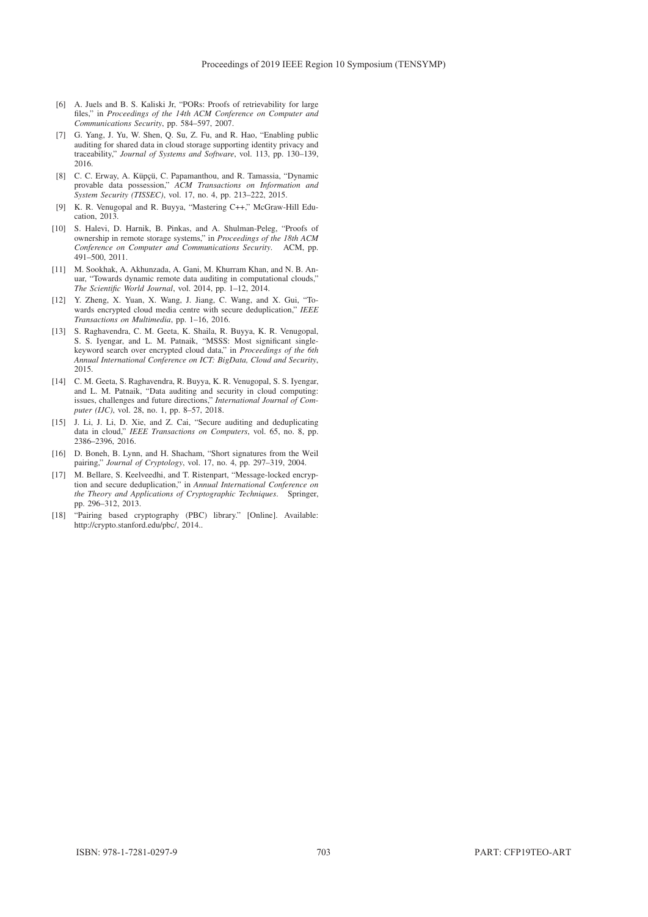[6] A. Juels and B. S. Kaliski Jr, "PORs: Proofs of retrievability for large files," in *Proceedings of the 14th ACM Conference on Computer and Communications Security*, pp. 584–597, 2007.

[7] G. Yang, J. Yu, W. Shen, Q. Su, Z. Fu, and R. Hao, "Enabling public auditing for shared data in cloud storage supporting identity privacy and traceability," *Journal of Systems and Software*, vol. 113, pp. 130–139, 2016.

[8] C. C. Erway, A. Küpçü, C. Papamanthou, and R. Tamassia, "Dynamic provable data possession," *ACM Transactions on Information and System Security (TISSEC)*, vol. 17, no. 4, pp. 213–222, 2015.

[9] K. R. Venugopal and R. Buyya, "Mastering C++," McGraw-Hill Education, 2013.

[10] S. Halevi, D. Harnik, B. Pinkas, and A. Shulman-Peleg, "Proofs of ownership in remote storage systems," in *Proceedings of the 18th ACM Conference on Computer and Communications Security*. ACM, pp. 491–500, 2011.

[11] M. Sookhak, A. Akhunzada, A. Gani, M. Khurram Khan, and N. B. Anuar, "Towards dynamic remote data auditing in computational clouds," *The Scientific World Journal*, vol. 2014, pp. 1–12, 2014.

[12] Y. Zheng, X. Yuan, X. Wang, J. Jiang, C. Wang, and X. Gui, "Towards encrypted cloud media centre with secure deduplication," *IEEE Transactions on Multimedia*, pp. 1–16, 2016.

[13] S. Raghavendra, C. M. Geeta, K. Shaila, R. Buyya, K. R. Venugopal, S. S. Iyengar, and L. M. Patnaik, "MSSS: Most significant single-keyword search over encrypted cloud data," in *Proceedings of the 6th Annual International Conference on ICT: BigData, Cloud and Security*, 2015.

[14] C. M. Geeta, S. Raghavendra, R. Buyya, K. R. Venugopal, S. S. Iyengar, and L. M. Patnaik, "Data auditing and security in cloud computing: issues, challenges and future directions," *International Journal of Computer (IJC)*, vol. 28, no. 1, pp. 8–57, 2018.

[15] J. Li, J. Li, D. Xie, and Z. Cai, "Secure auditing and deduplicating data in cloud," *IEEE Transactions on Computers*, vol. 65, no. 8, pp. 2386–2396, 2016.

[16] D. Boneh, B. Lynn, and H. Shacham, "Short signatures from the Weil pairing," *Journal of Cryptology*, vol. 17, no. 4, pp. 297–319, 2004.

[17] M. Bellare, S. Keelveedhi, and T. Ristenpart, "Message-locked encryption and secure deduplication," in *Annual International Conference on the Theory and Applications of Cryptographic Techniques*. Springer, pp. 296–312, 2013.

[18] "Pairing based cryptography (PBC) library." [Online]. Available: http://crypto.stanford.edu/pbc/, 2014..